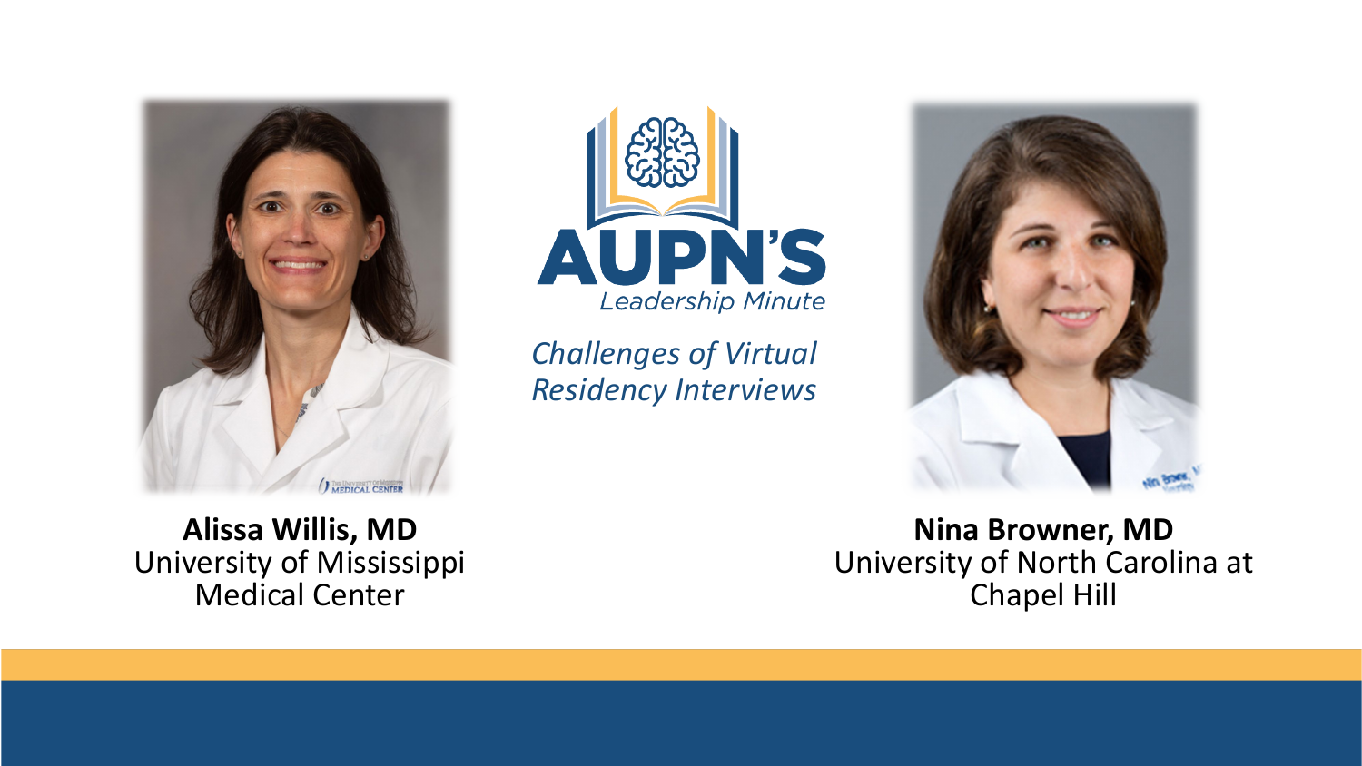# AUPN'S

*Leadership Minute*

## *Challenges of Virtual Residency Interviews*

**Alissa Willis, MD**
University of Mississippi Medical Center

**Nina Browner, MD**
University of North Carolina at Chapel Hill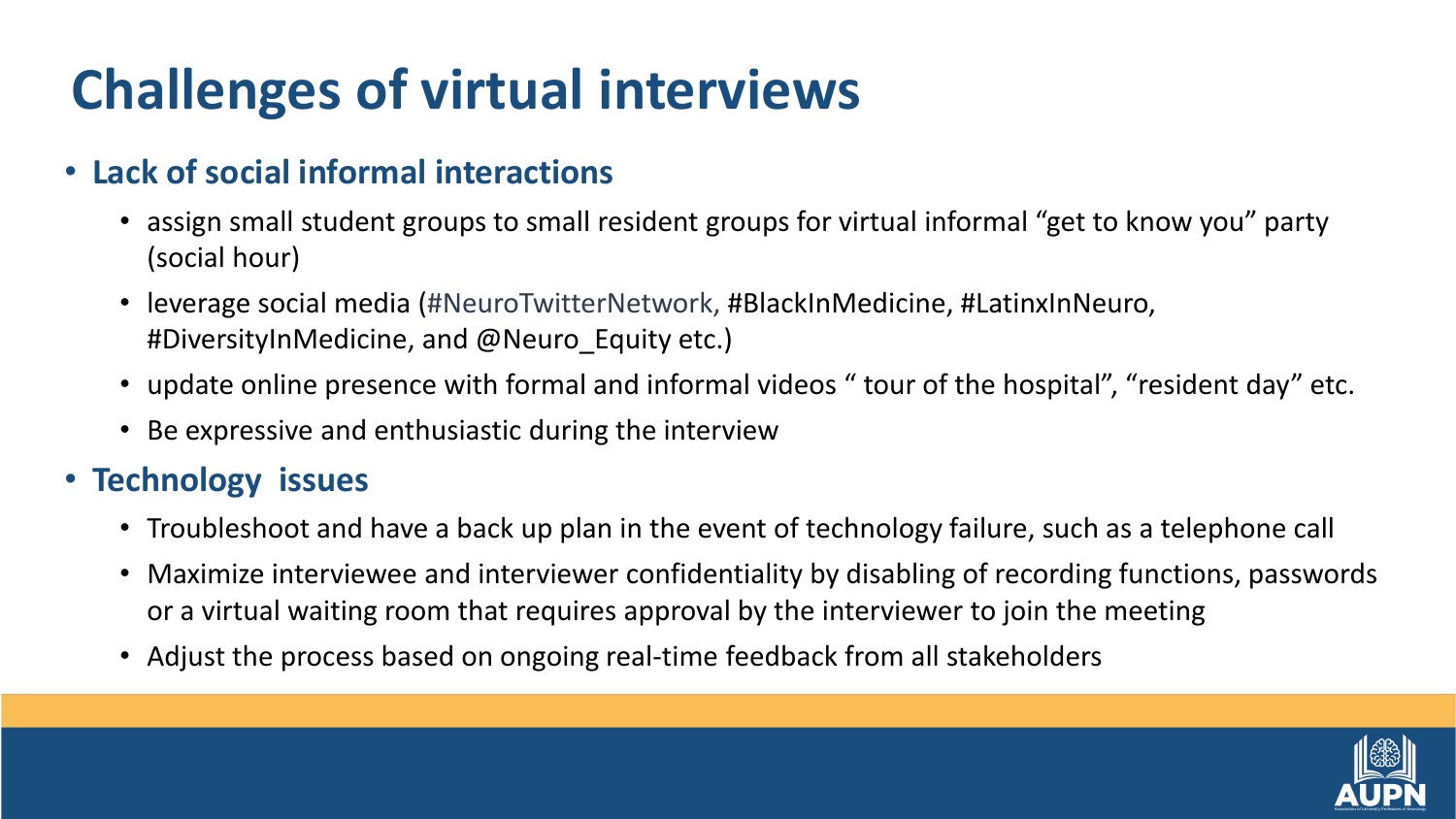# Challenges of virtual interviews

- **Lack of social informal interactions**
  - assign small student groups to small resident groups for virtual informal "get to know you" party (social hour)
  - leverage social media (#NeuroTwitterNetwork, #BlackInMedicine, #LatinxInNeuro, #DiversityInMedicine, and @Neuro_Equity etc.)
  - update online presence with formal and informal videos " tour of the hospital", "resident day" etc.
  - Be expressive and enthusiastic during the interview
- **Technology issues**
  - Troubleshoot and have a back up plan in the event of technology failure, such as a telephone call
  - Maximize interviewee and interviewer confidentiality by disabling of recording functions, passwords or a virtual waiting room that requires approval by the interviewer to join the meeting
  - Adjust the process based on ongoing real-time feedback from all stakeholders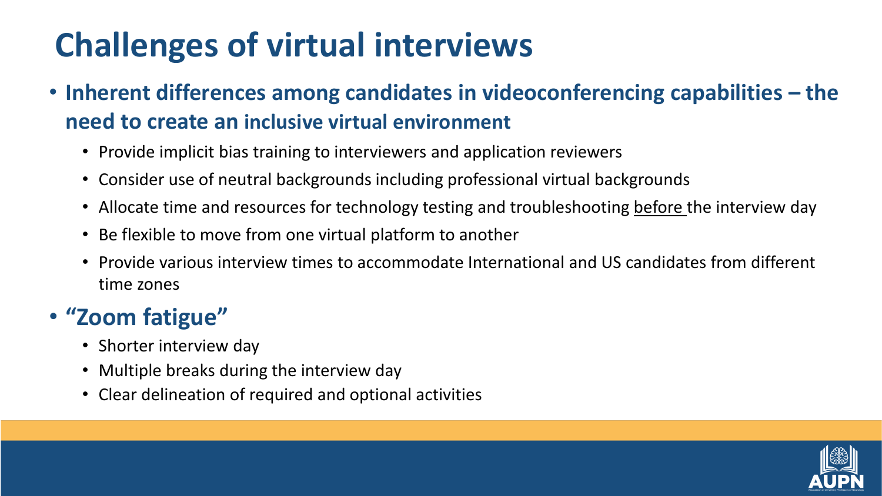# Challenges of virtual interviews

- **Inherent differences among candidates in videoconferencing capabilities – the need to create an inclusive virtual environment**
  - Provide implicit bias training to interviewers and application reviewers
  - Consider use of neutral backgrounds including professional virtual backgrounds
  - Allocate time and resources for technology testing and troubleshooting <u>before</u> the interview day
  - Be flexible to move from one virtual platform to another
  - Provide various interview times to accommodate International and US candidates from different time zones
- **"Zoom fatigue"**
  - Shorter interview day
  - Multiple breaks during the interview day
  - Clear delineation of required and optional activities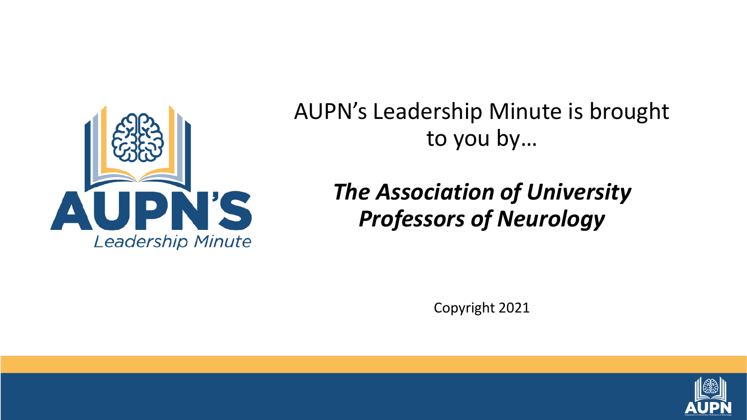AUPN's Leadership Minute is brought to you by…

***The Association of University Professors of Neurology***

Copyright 2021